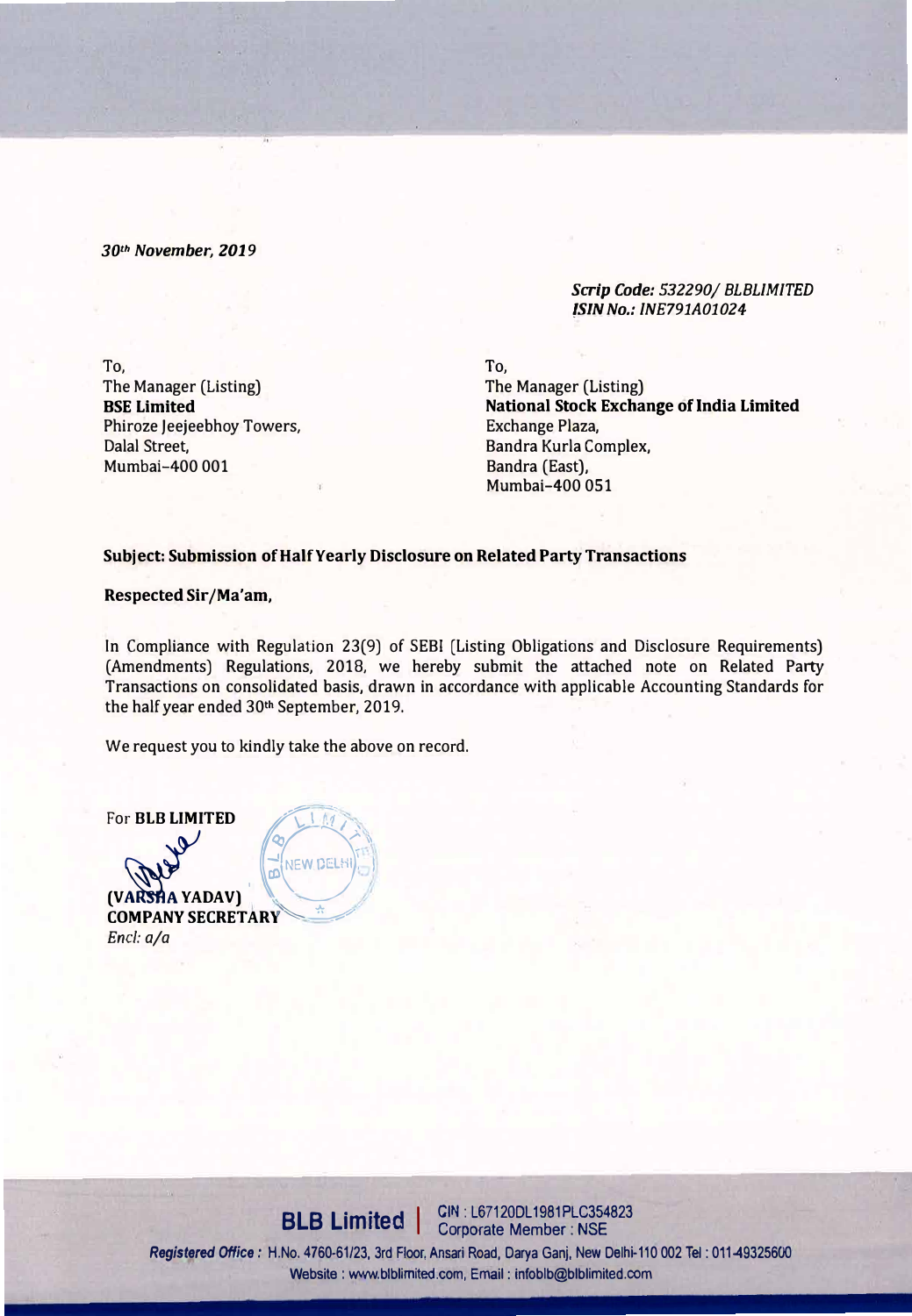*30th November, 2019*

*Scrip Code: 532290/ BLBLIMITED*
*ISIN No.: INE791A01024*

To,
The Manager (Listing)
**BSE Limited**
Phiroze Jeejeebhoy Towers,
Dalal Street,
Mumbai-400 001

To,
The Manager (Listing)
**National Stock Exchange of India Limited**
Exchange Plaza,
Bandra Kurla Complex,
Bandra (East),
Mumbai-400 051

**Subject: Submission of Half Yearly Disclosure on Related Party Transactions**

**Respected Sir/Ma'am,**

In Compliance with Regulation 23(9) of SEBI (Listing Obligations and Disclosure Requirements) (Amendments) Regulations, 2018, we hereby submit the attached note on Related Party Transactions on consolidated basis, drawn in accordance with applicable Accounting Standards for the half year ended 30th September, 2019.

We request you to kindly take the above on record.

For **BLB LIMITED**

**(VARSHA YADAV)**
**COMPANY SECRETARY**
*Encl: a/a*

**BLB Limited** | CIN : L67120DL1981PLC354823
Corporate Member : NSE

***Registered Office :*** H.No. 4760-61/23, 3rd Floor, Ansari Road, Darya Ganj, New Delhi-110 002 Tel : 011-49325600
Website : www.blblimited.com, Email : infoblb@blblimited.com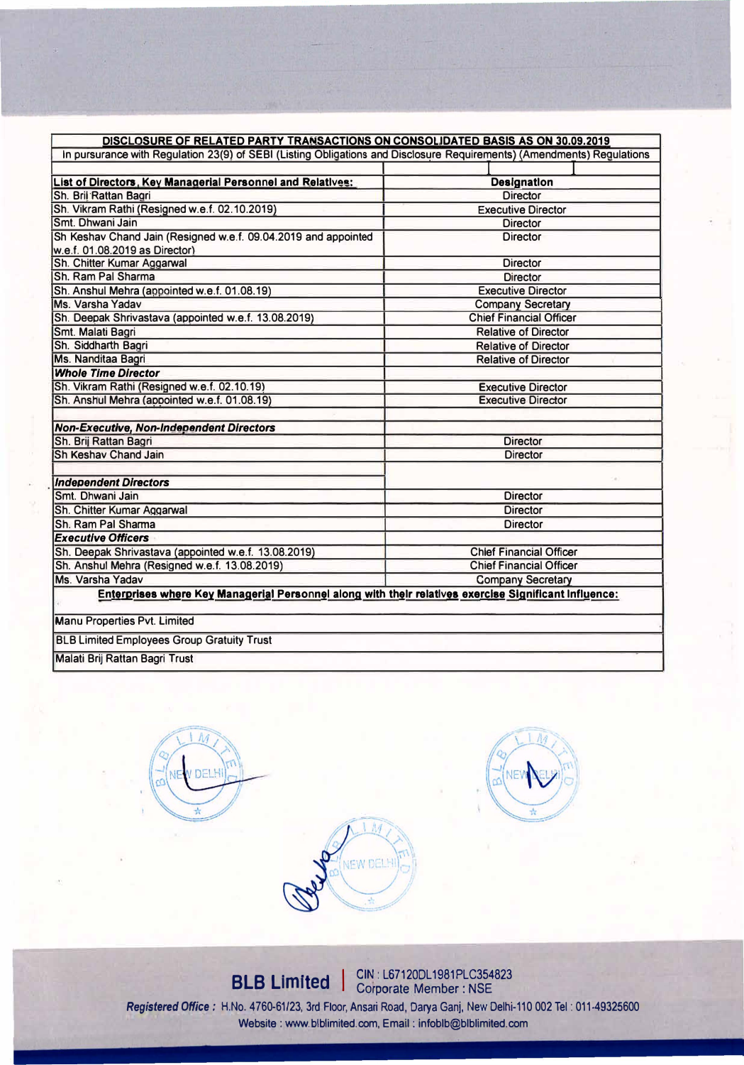## DISCLOSURE OF RELATED PARTY TRANSACTIONS ON CONSOLIDATED BASIS AS ON 30.09.2019

In pursurance with Regulation 23(9) of SEBI (Listing Obligations and Disclosure Requirements) (Amendments) Regulations

| List of Directors, Key Managerial Personnel and Relatives: | Designation |
|---|---|
| Sh. Brij Rattan Bagri | Director |
| Sh. Vikram Rathi (Resigned w.e.f. 02.10.2019) | Executive Director |
| Smt. Dhwani Jain | Director |
| Sh Keshav Chand Jain (Resigned w.e.f. 09.04.2019 and appointed w.e.f. 01.08.2019 as Director) | Director |
| Sh. Chitter Kumar Aggarwal | Director |
| Sh. Ram Pal Sharma | Director |
| Sh. Anshul Mehra (appointed w.e.f. 01.08.19) | Executive Director |
| Ms. Varsha Yadav | Company Secretary |
| Sh. Deepak Shrivastava (appointed w.e.f. 13.08.2019) | Chief Financial Officer |
| Smt. Malati Bagri | Relative of Director |
| Sh. Siddharth Bagri | Relative of Director |
| Ms. Nanditaa Bagri | Relative of Director |
| ***Whole Time Director*** | |
| Sh. Vikram Rathi (Resigned w.e.f. 02.10.19) | Executive Director |
| Sh. Anshul Mehra (appointed w.e.f. 01.08.19) | Executive Director |
| | |
| ***Non-Executive, Non-Independent Directors*** | |
| Sh. Brij Rattan Bagri | Director |
| Sh Keshav Chand Jain | Director |
| | |
| ***Independent Directors*** | |
| Smt. Dhwani Jain | Director |
| Sh. Chitter Kumar Aggarwal | Director |
| Sh. Ram Pal Sharma | Director |
| ***Executive Officers*** | |
| Sh. Deepak Shrivastava (appointed w.e.f. 13.08.2019) | Chief Financial Officer |
| Sh. Anshul Mehra (Resigned w.e.f. 13.08.2019) | Chief Financial Officer |
| Ms. Varsha Yadav | Company Secretary |

**Enterprises where Key Managerial Personnel along with their relatives exercise Significant Influence:**

| Enterprises |
|---|
| Manu Properties Pvt. Limited |
| BLB Limited Employees Group Gratuity Trust |
| Malati Brij Rattan Bagri Trust |

**BLB Limited** | CIN : L67120DL1981PLC354823 Corporate Member : NSE

*Registered Office :* H.No. 4760-61/23, 3rd Floor, Ansari Road, Darya Ganj, New Delhi-110 002 Tel : 011-49325600
Website : www.blblimited.com, Email : infoblb@blblimited.com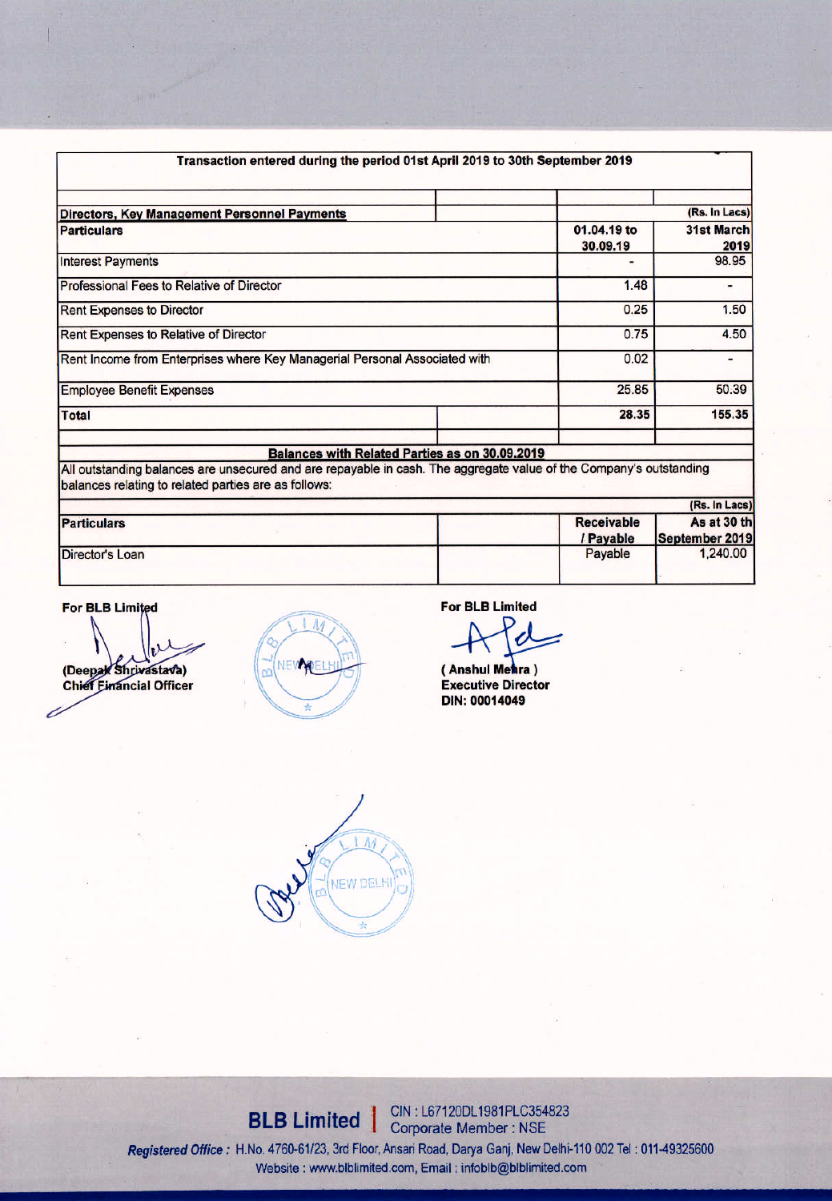**Transaction entered during the period 01st April 2019 to 30th September 2019**

**Directors, Key Management Personnel Payments** (Rs. In Lacs)

| Particulars | 01.04.19 to 30.09.19 | 31st March 2019 |
|---|---|---|
| Interest Payments | - | 98.95 |
| Professional Fees to Relative of Director | 1.48 | - |
| Rent Expenses to Director | 0.25 | 1.50 |
| Rent Expenses to Relative of Director | 0.75 | 4.50 |
| Rent Income from Enterprises where Key Managerial Personal Associated with | 0.02 | - |
| Employee Benefit Expenses | 25.85 | 50.39 |
| **Total** | **28.35** | **155.35** |

**Balances with Related Parties as on 30.09.2019**

All outstanding balances are unsecured and are repayable in cash. The aggregate value of the Company's outstanding balances relating to related parties are as follows:

(Rs. In Lacs)

| Particulars | Receivable / Payable | As at 30 th September 2019 |
|---|---|---|
| Director's Loan | Payable | 1,240.00 |

**For BLB Limited**

**(Deepak Shrivastava)**
**Chief Financial Officer**

**For BLB Limited**

**( Anshul Mehra )**
**Executive Director**
**DIN: 00014049**

**BLB Limited** | CIN : L67120DL1981PLC354823 Corporate Member : NSE

*Registered Office :* H.No. 4760-61/23, 3rd Floor, Ansari Road, Darya Ganj, New Delhi-110 002 Tel : 011-49325600
Website : www.blblimited.com, Email : infoblb@blblimited.com